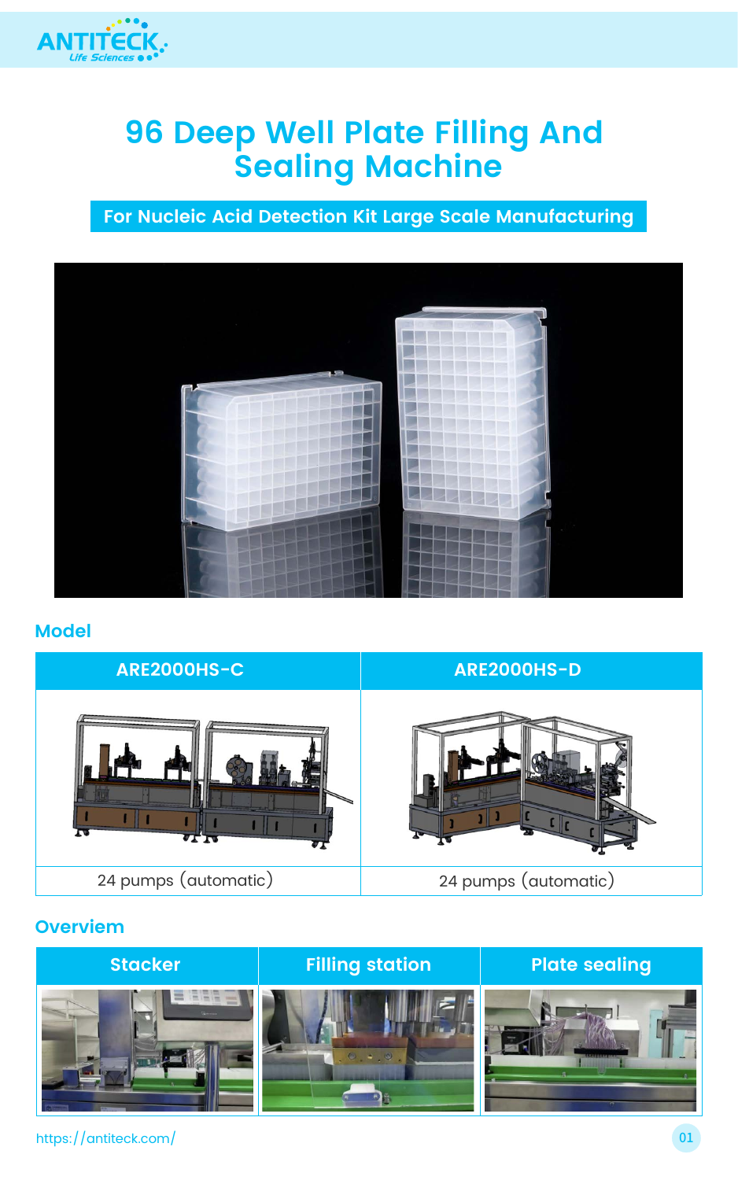# 96 Deep Well Plate Filling And Sealing Machine

**For Nucleic Acid Detection Kit Large Scale Manufacturing**

## Model

| ARE2000HS-C | ARE2000HS-D |
|---|---|
| 24 pumps (automatic) | 24 pumps (automatic) |

## Overviem

| Stacker | Filling station | Plate sealing |
|---|---|---|

https://antiteck.com/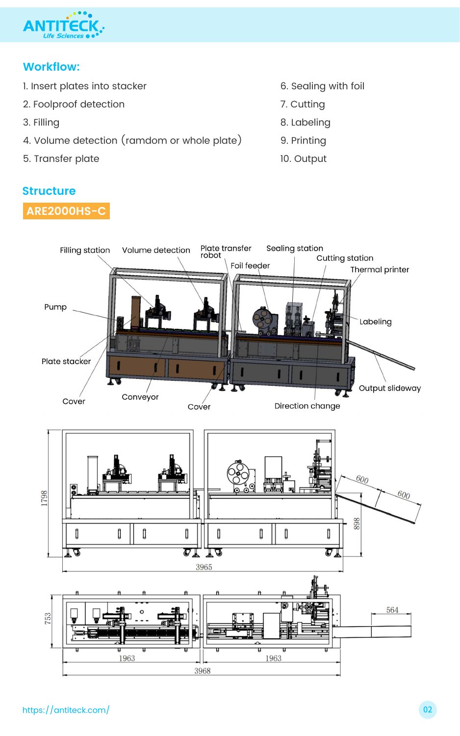## Workflow:

1. Insert plates into stacker
2. Foolproof detection
3. Filling
4. Volume detection (ramdom or whole plate)
5. Transfer plate
6. Sealing with foil
7. Cutting
8. Labeling
9. Printing
10. Output

## Structure

**ARE2000HS-C**

Filling station, Volume detection, Plate transfer robot, Sealing station, Foil feeder, Cutting station, Thermal printer, Pump, Labeling, Plate stacker, Output slideway, Cover, Conveyor, Cover, Direction change

1798, 600, 600, 898, 3965

753, 564, 1963, 1963, 3968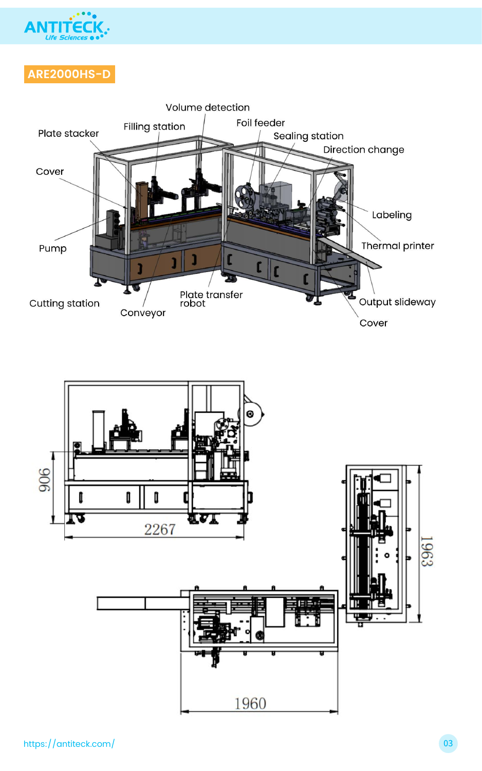## ARE2000HS-D

Volume detection

Filling station

Foil feeder

Plate stacker

Sealing station

Direction change

Cover

Labeling

Thermal printer

Pump

Output slideway

Cutting station

Plate transfer robot

Conveyor

Cover

906

2267

1963

1960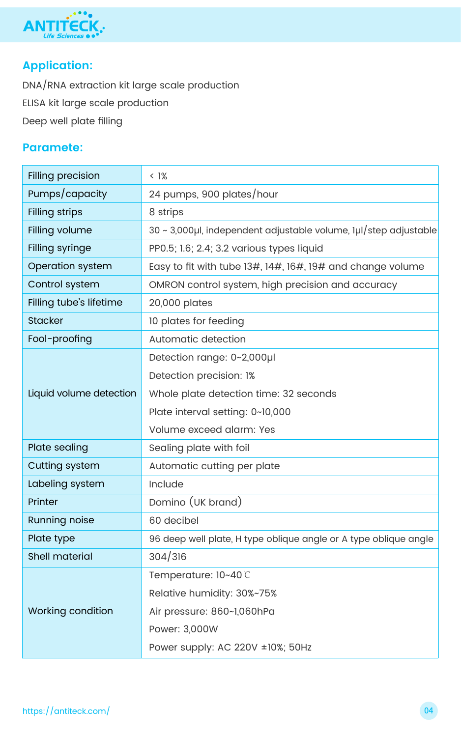## Application:

DNA/RNA extraction kit large scale production

ELISA kit large scale production

Deep well plate filling

## Paramete:

| | |
|---|---|
| Filling precision | < 1% |
| Pumps/capacity | 24 pumps, 900 plates/hour |
| Filling strips | 8 strips |
| Filling volume | 30 ~ 3,000μl, independent adjustable volume, 1μl/step adjustable |
| Filling syringe | PP0.5; 1.6; 2.4; 3.2 various types liquid |
| Operation system | Easy to fit with tube 13#, 14#, 16#, 19# and change volume |
| Control system | OMRON control system, high precision and accuracy |
| Filling tube's lifetime | 20,000 plates |
| Stacker | 10 plates for feeding |
| Fool-proofing | Automatic detection |
| Liquid volume detection | Detection range: 0~2,000μl<br>Detection precision: 1%<br>Whole plate detection time: 32 seconds<br>Plate interval setting: 0~10,000<br>Volume exceed alarm: Yes |
| Plate sealing | Sealing plate with foil |
| Cutting system | Automatic cutting per plate |
| Labeling system | Include |
| Printer | Domino (UK brand) |
| Running noise | 60 decibel |
| Plate type | 96 deep well plate, H type oblique angle or A type oblique angle |
| Shell material | 304/316 |
| Working condition | Temperature: 10~40 ℃<br>Relative humidity: 30%~75%<br>Air pressure: 860~1,060hPa<br>Power: 3,000W<br>Power supply: AC 220V ±10%; 50Hz |

https://antiteck.com/